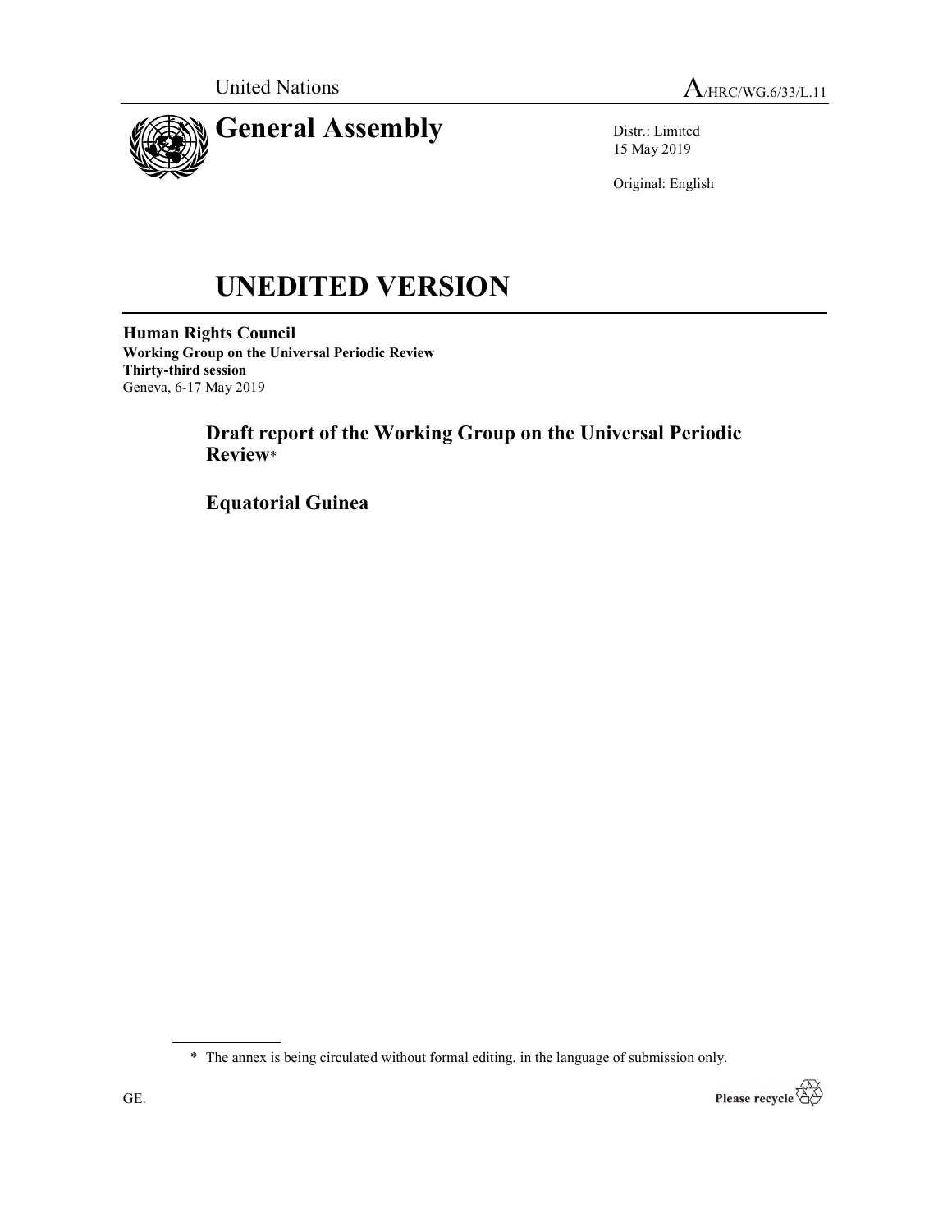United Nations A/HRC/WG.6/33/L.11

# General Assembly

Distr.: Limited
15 May 2019

Original: English

# UNEDITED VERSION

**Human Rights Council**
**Working Group on the Universal Periodic Review**
**Thirty-third session**
Geneva, 6-17 May 2019

## Draft report of the Working Group on the Universal Periodic Review*

## Equatorial Guinea

\* The annex is being circulated without formal editing, in the language of submission only.

GE.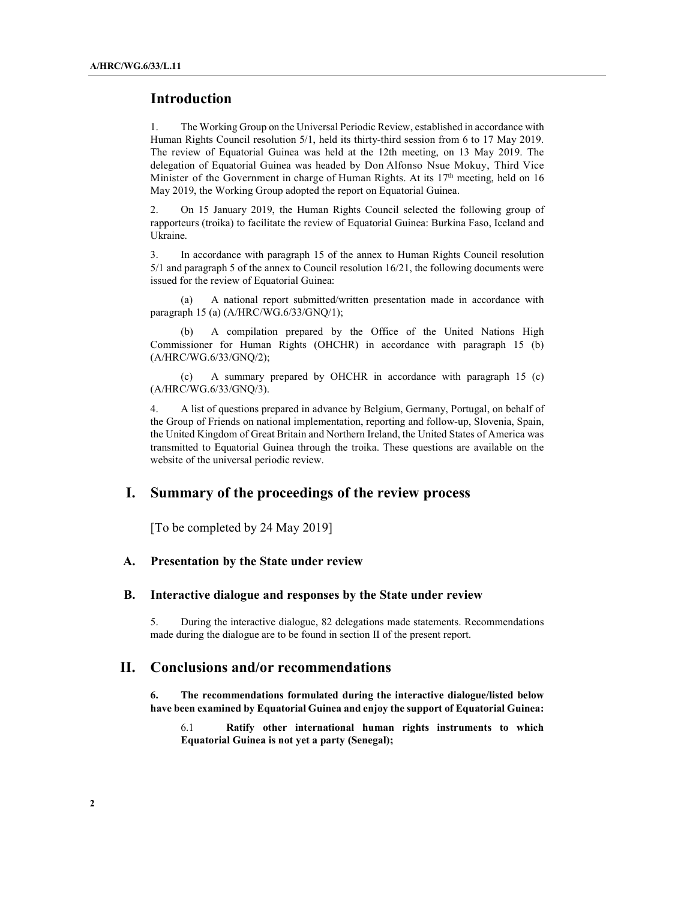## Introduction

1. The Working Group on the Universal Periodic Review, established in accordance with Human Rights Council resolution 5/1, held its thirty-third session from 6 to 17 May 2019. The review of Equatorial Guinea was held at the 12th meeting, on 13 May 2019. The delegation of Equatorial Guinea was headed by Don Alfonso Nsue Mokuy, Third Vice Minister of the Government in charge of Human Rights. At its 17th meeting, held on 16 May 2019, the Working Group adopted the report on Equatorial Guinea.

2. On 15 January 2019, the Human Rights Council selected the following group of rapporteurs (troika) to facilitate the review of Equatorial Guinea: Burkina Faso, Iceland and Ukraine.

3. In accordance with paragraph 15 of the annex to Human Rights Council resolution 5/1 and paragraph 5 of the annex to Council resolution 16/21, the following documents were issued for the review of Equatorial Guinea:

(a) A national report submitted/written presentation made in accordance with paragraph 15 (a) (A/HRC/WG.6/33/GNQ/1);

(b) A compilation prepared by the Office of the United Nations High Commissioner for Human Rights (OHCHR) in accordance with paragraph 15 (b) (A/HRC/WG.6/33/GNQ/2);

(c) A summary prepared by OHCHR in accordance with paragraph 15 (c) (A/HRC/WG.6/33/GNQ/3).

4. A list of questions prepared in advance by Belgium, Germany, Portugal, on behalf of the Group of Friends on national implementation, reporting and follow-up, Slovenia, Spain, the United Kingdom of Great Britain and Northern Ireland, the United States of America was transmitted to Equatorial Guinea through the troika. These questions are available on the website of the universal periodic review.

## I. Summary of the proceedings of the review process

[To be completed by 24 May 2019]

### A. Presentation by the State under review

### B. Interactive dialogue and responses by the State under review

5. During the interactive dialogue, 82 delegations made statements. Recommendations made during the dialogue are to be found in section II of the present report.

## II. Conclusions and/or recommendations

**6. The recommendations formulated during the interactive dialogue/listed below have been examined by Equatorial Guinea and enjoy the support of Equatorial Guinea:**

6.1 **Ratify other international human rights instruments to which Equatorial Guinea is not yet a party (Senegal);**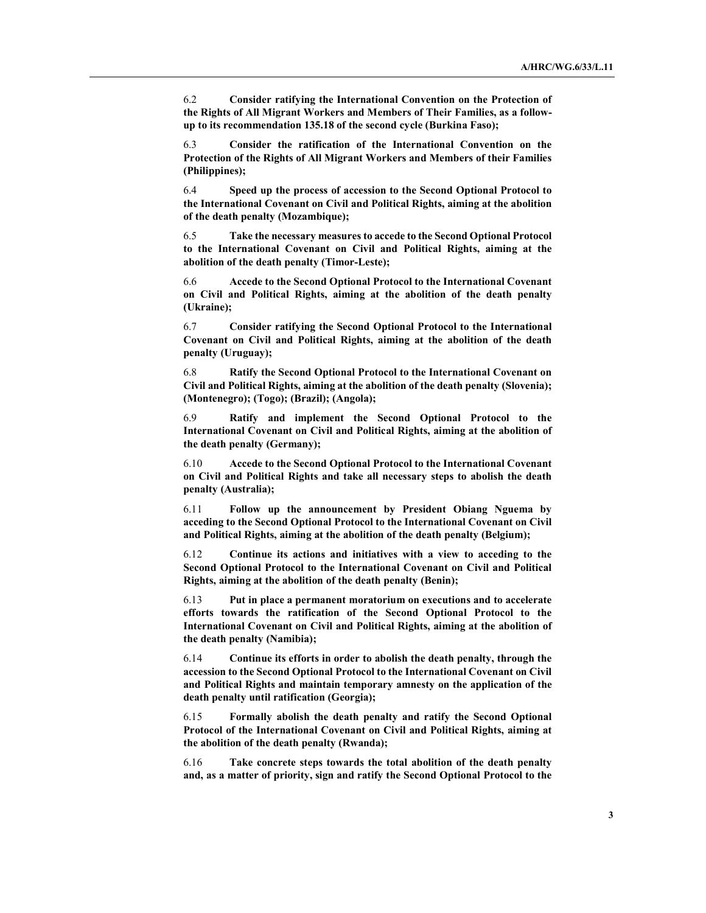6.2 **Consider ratifying the International Convention on the Protection of the Rights of All Migrant Workers and Members of Their Families, as a follow-up to its recommendation 135.18 of the second cycle (Burkina Faso);**

6.3 **Consider the ratification of the International Convention on the Protection of the Rights of All Migrant Workers and Members of their Families (Philippines);**

6.4 **Speed up the process of accession to the Second Optional Protocol to the International Covenant on Civil and Political Rights, aiming at the abolition of the death penalty (Mozambique);**

6.5 **Take the necessary measures to accede to the Second Optional Protocol to the International Covenant on Civil and Political Rights, aiming at the abolition of the death penalty (Timor-Leste);**

6.6 **Accede to the Second Optional Protocol to the International Covenant on Civil and Political Rights, aiming at the abolition of the death penalty (Ukraine);**

6.7 **Consider ratifying the Second Optional Protocol to the International Covenant on Civil and Political Rights, aiming at the abolition of the death penalty (Uruguay);**

6.8 **Ratify the Second Optional Protocol to the International Covenant on Civil and Political Rights, aiming at the abolition of the death penalty (Slovenia); (Montenegro); (Togo); (Brazil); (Angola);**

6.9 **Ratify and implement the Second Optional Protocol to the International Covenant on Civil and Political Rights, aiming at the abolition of the death penalty (Germany);**

6.10 **Accede to the Second Optional Protocol to the International Covenant on Civil and Political Rights and take all necessary steps to abolish the death penalty (Australia);**

6.11 **Follow up the announcement by President Obiang Nguema by acceding to the Second Optional Protocol to the International Covenant on Civil and Political Rights, aiming at the abolition of the death penalty (Belgium);**

6.12 **Continue its actions and initiatives with a view to acceding to the Second Optional Protocol to the International Covenant on Civil and Political Rights, aiming at the abolition of the death penalty (Benin);**

6.13 **Put in place a permanent moratorium on executions and to accelerate efforts towards the ratification of the Second Optional Protocol to the International Covenant on Civil and Political Rights, aiming at the abolition of the death penalty (Namibia);**

6.14 **Continue its efforts in order to abolish the death penalty, through the accession to the Second Optional Protocol to the International Covenant on Civil and Political Rights and maintain temporary amnesty on the application of the death penalty until ratification (Georgia);**

6.15 **Formally abolish the death penalty and ratify the Second Optional Protocol of the International Covenant on Civil and Political Rights, aiming at the abolition of the death penalty (Rwanda);**

6.16 **Take concrete steps towards the total abolition of the death penalty and, as a matter of priority, sign and ratify the Second Optional Protocol to the**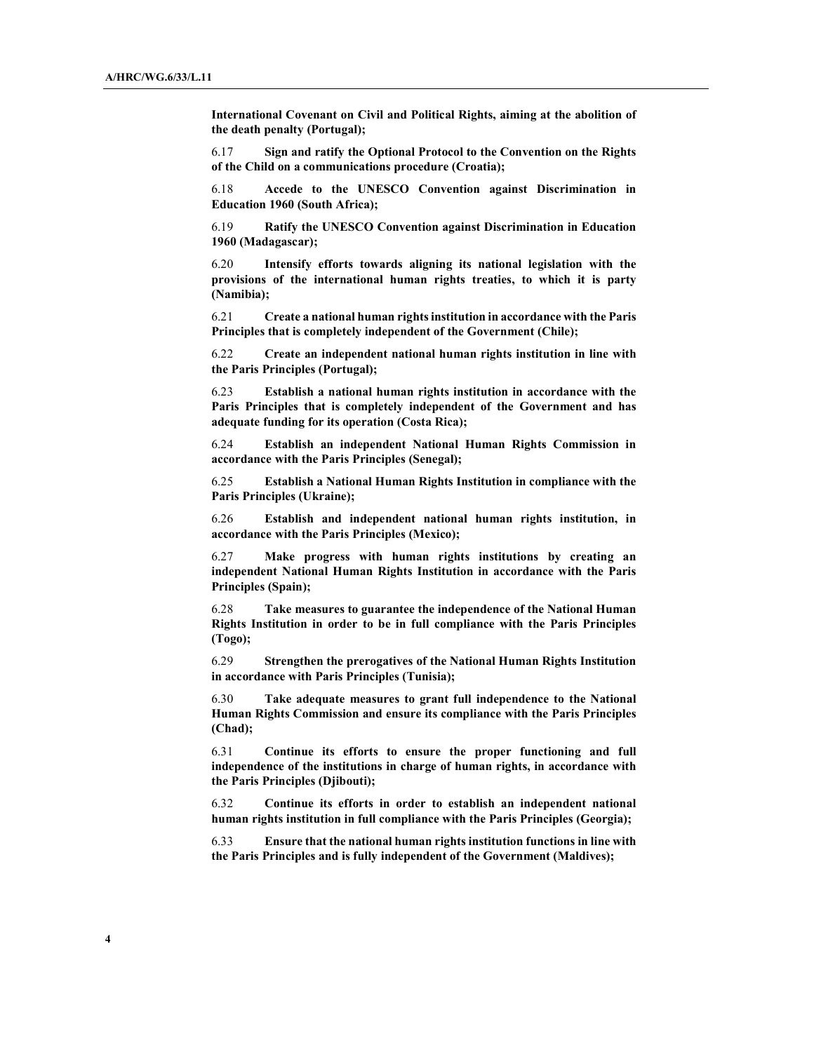**International Covenant on Civil and Political Rights, aiming at the abolition of the death penalty (Portugal);**

6.17 **Sign and ratify the Optional Protocol to the Convention on the Rights of the Child on a communications procedure (Croatia);**

6.18 **Accede to the UNESCO Convention against Discrimination in Education 1960 (South Africa);**

6.19 **Ratify the UNESCO Convention against Discrimination in Education 1960 (Madagascar);**

6.20 **Intensify efforts towards aligning its national legislation with the provisions of the international human rights treaties, to which it is party (Namibia);**

6.21 **Create a national human rights institution in accordance with the Paris Principles that is completely independent of the Government (Chile);**

6.22 **Create an independent national human rights institution in line with the Paris Principles (Portugal);**

6.23 **Establish a national human rights institution in accordance with the Paris Principles that is completely independent of the Government and has adequate funding for its operation (Costa Rica);**

6.24 **Establish an independent National Human Rights Commission in accordance with the Paris Principles (Senegal);**

6.25 **Establish a National Human Rights Institution in compliance with the Paris Principles (Ukraine);**

6.26 **Establish and independent national human rights institution, in accordance with the Paris Principles (Mexico);**

6.27 **Make progress with human rights institutions by creating an independent National Human Rights Institution in accordance with the Paris Principles (Spain);**

6.28 **Take measures to guarantee the independence of the National Human Rights Institution in order to be in full compliance with the Paris Principles (Togo);**

6.29 **Strengthen the prerogatives of the National Human Rights Institution in accordance with Paris Principles (Tunisia);**

6.30 **Take adequate measures to grant full independence to the National Human Rights Commission and ensure its compliance with the Paris Principles (Chad);**

6.31 **Continue its efforts to ensure the proper functioning and full independence of the institutions in charge of human rights, in accordance with the Paris Principles (Djibouti);**

6.32 **Continue its efforts in order to establish an independent national human rights institution in full compliance with the Paris Principles (Georgia);**

6.33 **Ensure that the national human rights institution functions in line with the Paris Principles and is fully independent of the Government (Maldives);**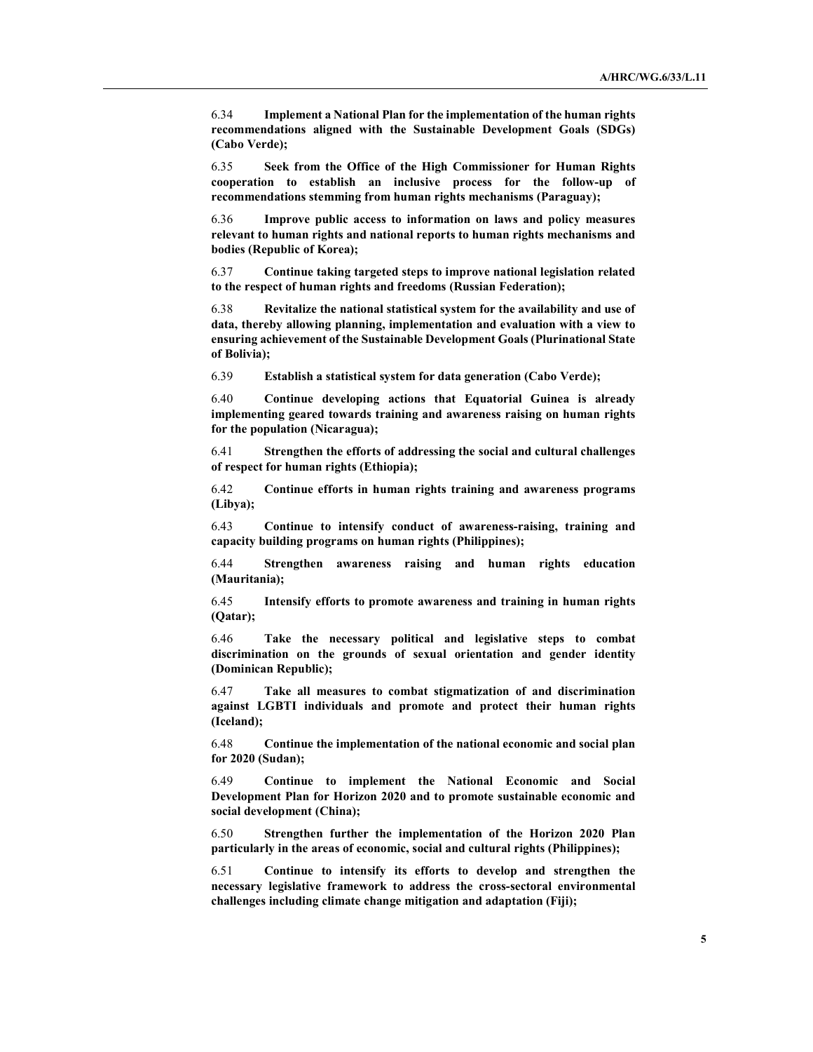6.34 **Implement a National Plan for the implementation of the human rights recommendations aligned with the Sustainable Development Goals (SDGs) (Cabo Verde);**

6.35 **Seek from the Office of the High Commissioner for Human Rights cooperation to establish an inclusive process for the follow-up of recommendations stemming from human rights mechanisms (Paraguay);**

6.36 **Improve public access to information on laws and policy measures relevant to human rights and national reports to human rights mechanisms and bodies (Republic of Korea);**

6.37 **Continue taking targeted steps to improve national legislation related to the respect of human rights and freedoms (Russian Federation);**

6.38 **Revitalize the national statistical system for the availability and use of data, thereby allowing planning, implementation and evaluation with a view to ensuring achievement of the Sustainable Development Goals (Plurinational State of Bolivia);**

6.39 **Establish a statistical system for data generation (Cabo Verde);**

6.40 **Continue developing actions that Equatorial Guinea is already implementing geared towards training and awareness raising on human rights for the population (Nicaragua);**

6.41 **Strengthen the efforts of addressing the social and cultural challenges of respect for human rights (Ethiopia);**

6.42 **Continue efforts in human rights training and awareness programs (Libya);**

6.43 **Continue to intensify conduct of awareness-raising, training and capacity building programs on human rights (Philippines);**

6.44 **Strengthen awareness raising and human rights education (Mauritania);**

6.45 **Intensify efforts to promote awareness and training in human rights (Qatar);**

6.46 **Take the necessary political and legislative steps to combat discrimination on the grounds of sexual orientation and gender identity (Dominican Republic);**

6.47 **Take all measures to combat stigmatization of and discrimination against LGBTI individuals and promote and protect their human rights (Iceland);**

6.48 **Continue the implementation of the national economic and social plan for 2020 (Sudan);**

6.49 **Continue to implement the National Economic and Social Development Plan for Horizon 2020 and to promote sustainable economic and social development (China);**

6.50 **Strengthen further the implementation of the Horizon 2020 Plan particularly in the areas of economic, social and cultural rights (Philippines);**

6.51 **Continue to intensify its efforts to develop and strengthen the necessary legislative framework to address the cross-sectoral environmental challenges including climate change mitigation and adaptation (Fiji);**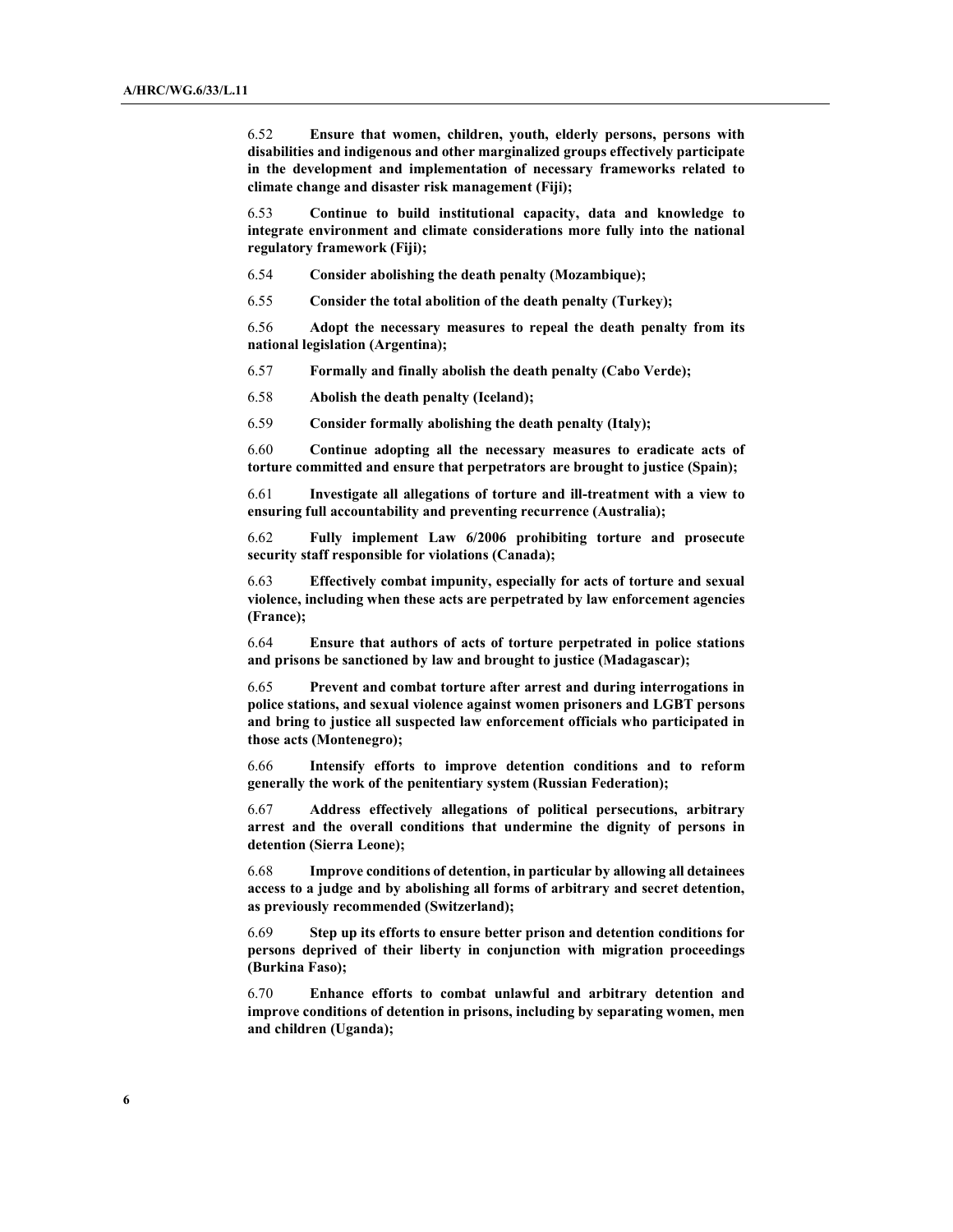6.52 **Ensure that women, children, youth, elderly persons, persons with disabilities and indigenous and other marginalized groups effectively participate in the development and implementation of necessary frameworks related to climate change and disaster risk management (Fiji);**

6.53 **Continue to build institutional capacity, data and knowledge to integrate environment and climate considerations more fully into the national regulatory framework (Fiji);**

6.54 **Consider abolishing the death penalty (Mozambique);**

6.55 **Consider the total abolition of the death penalty (Turkey);**

6.56 **Adopt the necessary measures to repeal the death penalty from its national legislation (Argentina);**

6.57 **Formally and finally abolish the death penalty (Cabo Verde);**

6.58 **Abolish the death penalty (Iceland);**

6.59 **Consider formally abolishing the death penalty (Italy);**

6.60 **Continue adopting all the necessary measures to eradicate acts of torture committed and ensure that perpetrators are brought to justice (Spain);**

6.61 **Investigate all allegations of torture and ill-treatment with a view to ensuring full accountability and preventing recurrence (Australia);**

6.62 **Fully implement Law 6/2006 prohibiting torture and prosecute security staff responsible for violations (Canada);**

6.63 **Effectively combat impunity, especially for acts of torture and sexual violence, including when these acts are perpetrated by law enforcement agencies (France);**

6.64 **Ensure that authors of acts of torture perpetrated in police stations and prisons be sanctioned by law and brought to justice (Madagascar);**

6.65 **Prevent and combat torture after arrest and during interrogations in police stations, and sexual violence against women prisoners and LGBT persons and bring to justice all suspected law enforcement officials who participated in those acts (Montenegro);**

6.66 **Intensify efforts to improve detention conditions and to reform generally the work of the penitentiary system (Russian Federation);**

6.67 **Address effectively allegations of political persecutions, arbitrary arrest and the overall conditions that undermine the dignity of persons in detention (Sierra Leone);**

6.68 **Improve conditions of detention, in particular by allowing all detainees access to a judge and by abolishing all forms of arbitrary and secret detention, as previously recommended (Switzerland);**

6.69 **Step up its efforts to ensure better prison and detention conditions for persons deprived of their liberty in conjunction with migration proceedings (Burkina Faso);**

6.70 **Enhance efforts to combat unlawful and arbitrary detention and improve conditions of detention in prisons, including by separating women, men and children (Uganda);**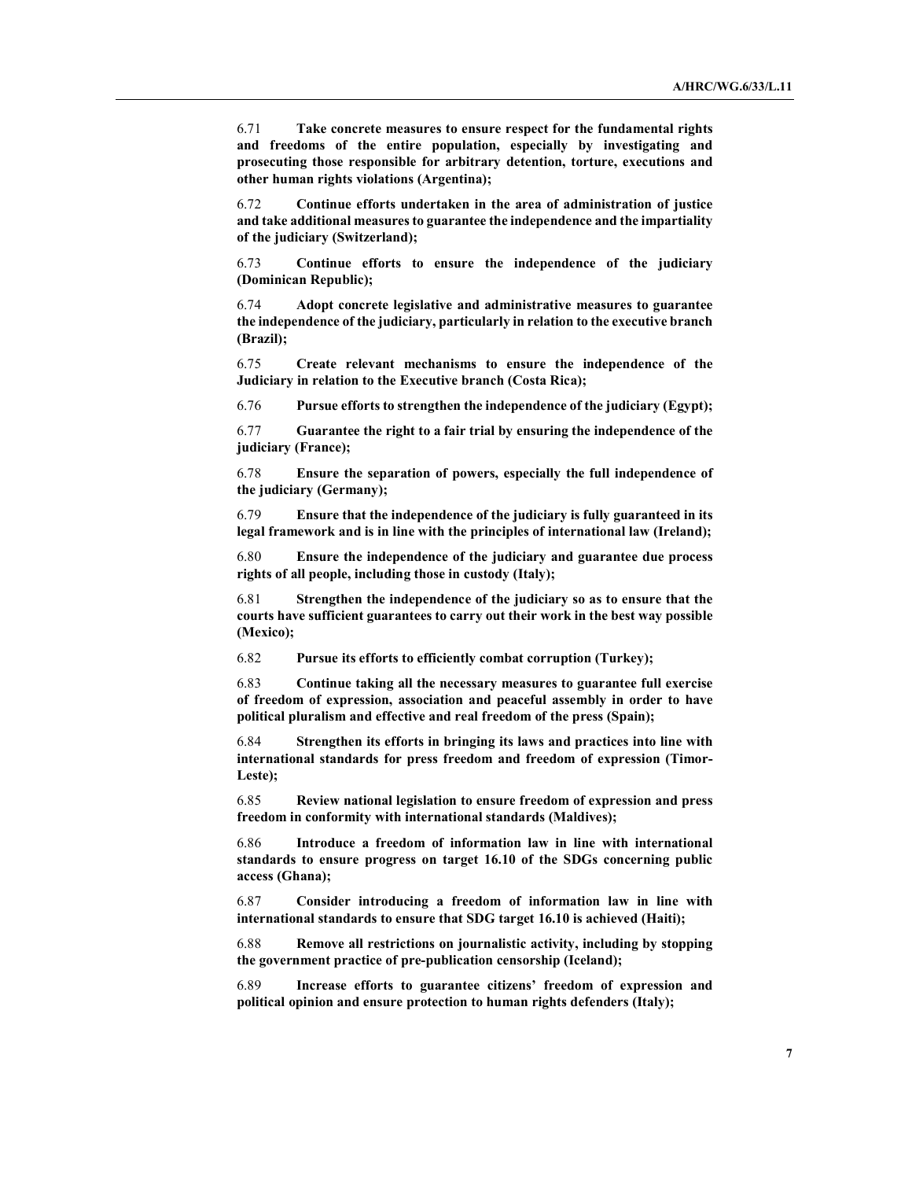6.71 **Take concrete measures to ensure respect for the fundamental rights and freedoms of the entire population, especially by investigating and prosecuting those responsible for arbitrary detention, torture, executions and other human rights violations (Argentina);**

6.72 **Continue efforts undertaken in the area of administration of justice and take additional measures to guarantee the independence and the impartiality of the judiciary (Switzerland);**

6.73 **Continue efforts to ensure the independence of the judiciary (Dominican Republic);**

6.74 **Adopt concrete legislative and administrative measures to guarantee the independence of the judiciary, particularly in relation to the executive branch (Brazil);**

6.75 **Create relevant mechanisms to ensure the independence of the Judiciary in relation to the Executive branch (Costa Rica);**

6.76 **Pursue efforts to strengthen the independence of the judiciary (Egypt);**

6.77 **Guarantee the right to a fair trial by ensuring the independence of the judiciary (France);**

6.78 **Ensure the separation of powers, especially the full independence of the judiciary (Germany);**

6.79 **Ensure that the independence of the judiciary is fully guaranteed in its legal framework and is in line with the principles of international law (Ireland);**

6.80 **Ensure the independence of the judiciary and guarantee due process rights of all people, including those in custody (Italy);**

6.81 **Strengthen the independence of the judiciary so as to ensure that the courts have sufficient guarantees to carry out their work in the best way possible (Mexico);**

6.82 **Pursue its efforts to efficiently combat corruption (Turkey);**

6.83 **Continue taking all the necessary measures to guarantee full exercise of freedom of expression, association and peaceful assembly in order to have political pluralism and effective and real freedom of the press (Spain);**

6.84 **Strengthen its efforts in bringing its laws and practices into line with international standards for press freedom and freedom of expression (Timor-Leste);**

6.85 **Review national legislation to ensure freedom of expression and press freedom in conformity with international standards (Maldives);**

6.86 **Introduce a freedom of information law in line with international standards to ensure progress on target 16.10 of the SDGs concerning public access (Ghana);**

6.87 **Consider introducing a freedom of information law in line with international standards to ensure that SDG target 16.10 is achieved (Haiti);**

6.88 **Remove all restrictions on journalistic activity, including by stopping the government practice of pre-publication censorship (Iceland);**

6.89 **Increase efforts to guarantee citizens' freedom of expression and political opinion and ensure protection to human rights defenders (Italy);**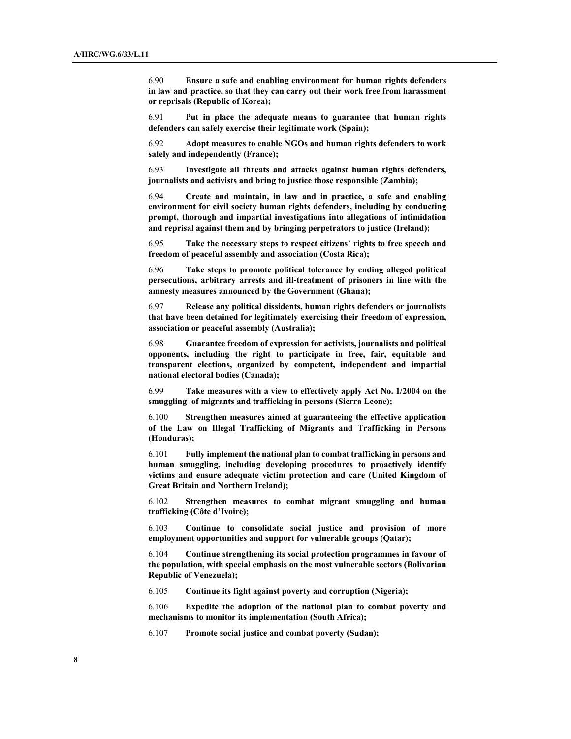6.90 **Ensure a safe and enabling environment for human rights defenders in law and practice, so that they can carry out their work free from harassment or reprisals (Republic of Korea);**

6.91 **Put in place the adequate means to guarantee that human rights defenders can safely exercise their legitimate work (Spain);**

6.92 **Adopt measures to enable NGOs and human rights defenders to work safely and independently (France);**

6.93 **Investigate all threats and attacks against human rights defenders, journalists and activists and bring to justice those responsible (Zambia);**

6.94 **Create and maintain, in law and in practice, a safe and enabling environment for civil society human rights defenders, including by conducting prompt, thorough and impartial investigations into allegations of intimidation and reprisal against them and by bringing perpetrators to justice (Ireland);**

6.95 **Take the necessary steps to respect citizens' rights to free speech and freedom of peaceful assembly and association (Costa Rica);**

6.96 **Take steps to promote political tolerance by ending alleged political persecutions, arbitrary arrests and ill-treatment of prisoners in line with the amnesty measures announced by the Government (Ghana);**

6.97 **Release any political dissidents, human rights defenders or journalists that have been detained for legitimately exercising their freedom of expression, association or peaceful assembly (Australia);**

6.98 **Guarantee freedom of expression for activists, journalists and political opponents, including the right to participate in free, fair, equitable and transparent elections, organized by competent, independent and impartial national electoral bodies (Canada);**

6.99 **Take measures with a view to effectively apply Act No. 1/2004 on the smuggling of migrants and trafficking in persons (Sierra Leone);**

6.100 **Strengthen measures aimed at guaranteeing the effective application of the Law on Illegal Trafficking of Migrants and Trafficking in Persons (Honduras);**

6.101 **Fully implement the national plan to combat trafficking in persons and human smuggling, including developing procedures to proactively identify victims and ensure adequate victim protection and care (United Kingdom of Great Britain and Northern Ireland);**

6.102 **Strengthen measures to combat migrant smuggling and human trafficking (Côte d'Ivoire);**

6.103 **Continue to consolidate social justice and provision of more employment opportunities and support for vulnerable groups (Qatar);**

6.104 **Continue strengthening its social protection programmes in favour of the population, with special emphasis on the most vulnerable sectors (Bolivarian Republic of Venezuela);**

6.105 **Continue its fight against poverty and corruption (Nigeria);**

6.106 **Expedite the adoption of the national plan to combat poverty and mechanisms to monitor its implementation (South Africa);**

6.107 **Promote social justice and combat poverty (Sudan);**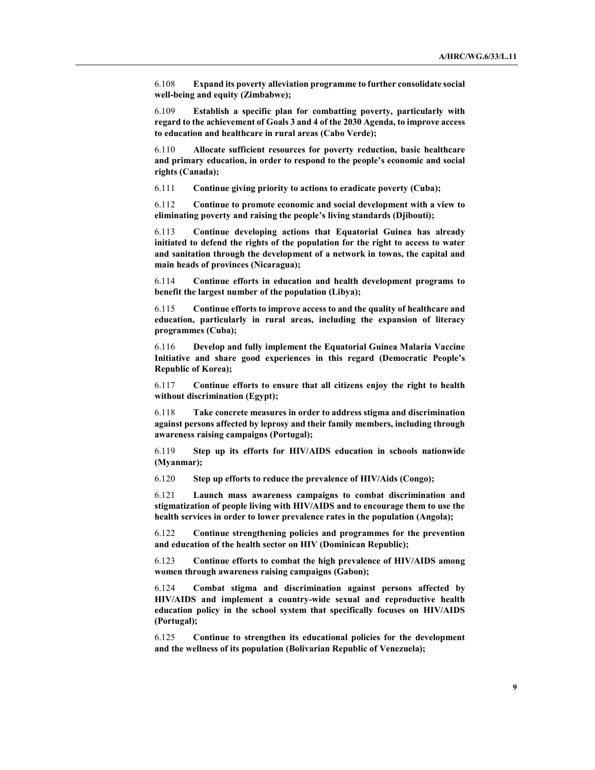6.108 **Expand its poverty alleviation programme to further consolidate social well-being and equity (Zimbabwe);**

6.109 **Establish a specific plan for combatting poverty, particularly with regard to the achievement of Goals 3 and 4 of the 2030 Agenda, to improve access to education and healthcare in rural areas (Cabo Verde);**

6.110 **Allocate sufficient resources for poverty reduction, basic healthcare and primary education, in order to respond to the people's economic and social rights (Canada);**

6.111 **Continue giving priority to actions to eradicate poverty (Cuba);**

6.112 **Continue to promote economic and social development with a view to eliminating poverty and raising the people's living standards (Djibouti);**

6.113 **Continue developing actions that Equatorial Guinea has already initiated to defend the rights of the population for the right to access to water and sanitation through the development of a network in towns, the capital and main heads of provinces (Nicaragua);**

6.114 **Continue efforts in education and health development programs to benefit the largest number of the population (Libya);**

6.115 **Continue efforts to improve access to and the quality of healthcare and education, particularly in rural areas, including the expansion of literacy programmes (Cuba);**

6.116 **Develop and fully implement the Equatorial Guinea Malaria Vaccine Initiative and share good experiences in this regard (Democratic People's Republic of Korea);**

6.117 **Continue efforts to ensure that all citizens enjoy the right to health without discrimination (Egypt);**

6.118 **Take concrete measures in order to address stigma and discrimination against persons affected by leprosy and their family members, including through awareness raising campaigns (Portugal);**

6.119 **Step up its efforts for HIV/AIDS education in schools nationwide (Myanmar);**

6.120 **Step up efforts to reduce the prevalence of HIV/Aids (Congo);**

6.121 **Launch mass awareness campaigns to combat discrimination and stigmatization of people living with HIV/AIDS and to encourage them to use the health services in order to lower prevalence rates in the population (Angola);**

6.122 **Continue strengthening policies and programmes for the prevention and education of the health sector on HIV (Dominican Republic);**

6.123 **Continue efforts to combat the high prevalence of HIV/AIDS among women through awareness raising campaigns (Gabon);**

6.124 **Combat stigma and discrimination against persons affected by HIV/AIDS and implement a country-wide sexual and reproductive health education policy in the school system that specifically focuses on HIV/AIDS (Portugal);**

6.125 **Continue to strengthen its educational policies for the development and the wellness of its population (Bolivarian Republic of Venezuela);**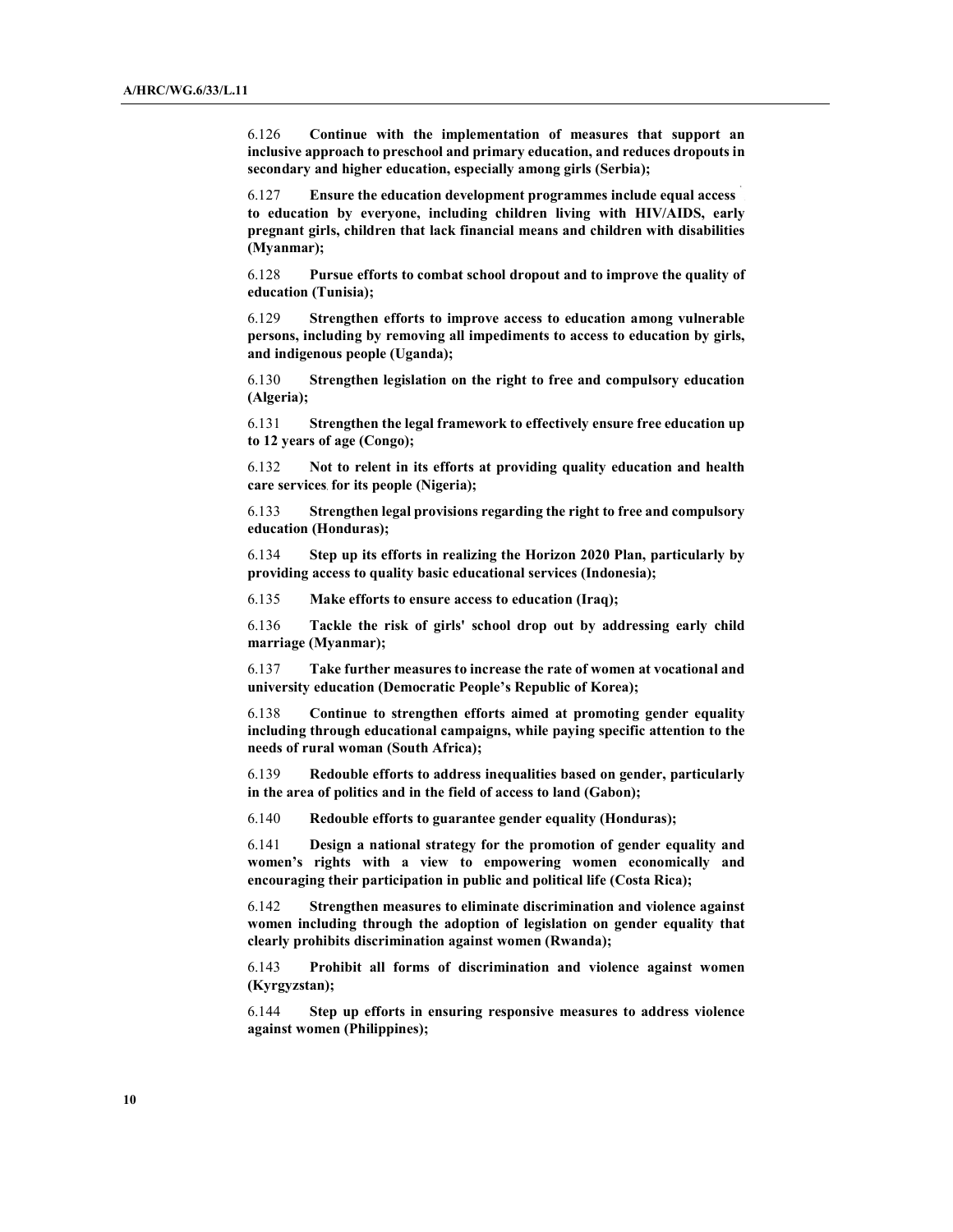6.126 **Continue with the implementation of measures that support an inclusive approach to preschool and primary education, and reduces dropouts in secondary and higher education, especially among girls (Serbia);**

6.127 **Ensure the education development programmes include equal access to education by everyone, including children living with HIV/AIDS, early pregnant girls, children that lack financial means and children with disabilities (Myanmar);**

6.128 **Pursue efforts to combat school dropout and to improve the quality of education (Tunisia);**

6.129 **Strengthen efforts to improve access to education among vulnerable persons, including by removing all impediments to access to education by girls, and indigenous people (Uganda);**

6.130 **Strengthen legislation on the right to free and compulsory education (Algeria);**

6.131 **Strengthen the legal framework to effectively ensure free education up to 12 years of age (Congo);**

6.132 **Not to relent in its efforts at providing quality education and health care services for its people (Nigeria);**

6.133 **Strengthen legal provisions regarding the right to free and compulsory education (Honduras);**

6.134 **Step up its efforts in realizing the Horizon 2020 Plan, particularly by providing access to quality basic educational services (Indonesia);**

6.135 **Make efforts to ensure access to education (Iraq);**

6.136 **Tackle the risk of girls' school drop out by addressing early child marriage (Myanmar);**

6.137 **Take further measures to increase the rate of women at vocational and university education (Democratic People's Republic of Korea);**

6.138 **Continue to strengthen efforts aimed at promoting gender equality including through educational campaigns, while paying specific attention to the needs of rural woman (South Africa);**

6.139 **Redouble efforts to address inequalities based on gender, particularly in the area of politics and in the field of access to land (Gabon);**

6.140 **Redouble efforts to guarantee gender equality (Honduras);**

6.141 **Design a national strategy for the promotion of gender equality and women's rights with a view to empowering women economically and encouraging their participation in public and political life (Costa Rica);**

6.142 **Strengthen measures to eliminate discrimination and violence against women including through the adoption of legislation on gender equality that clearly prohibits discrimination against women (Rwanda);**

6.143 **Prohibit all forms of discrimination and violence against women (Kyrgyzstan);**

6.144 **Step up efforts in ensuring responsive measures to address violence against women (Philippines);**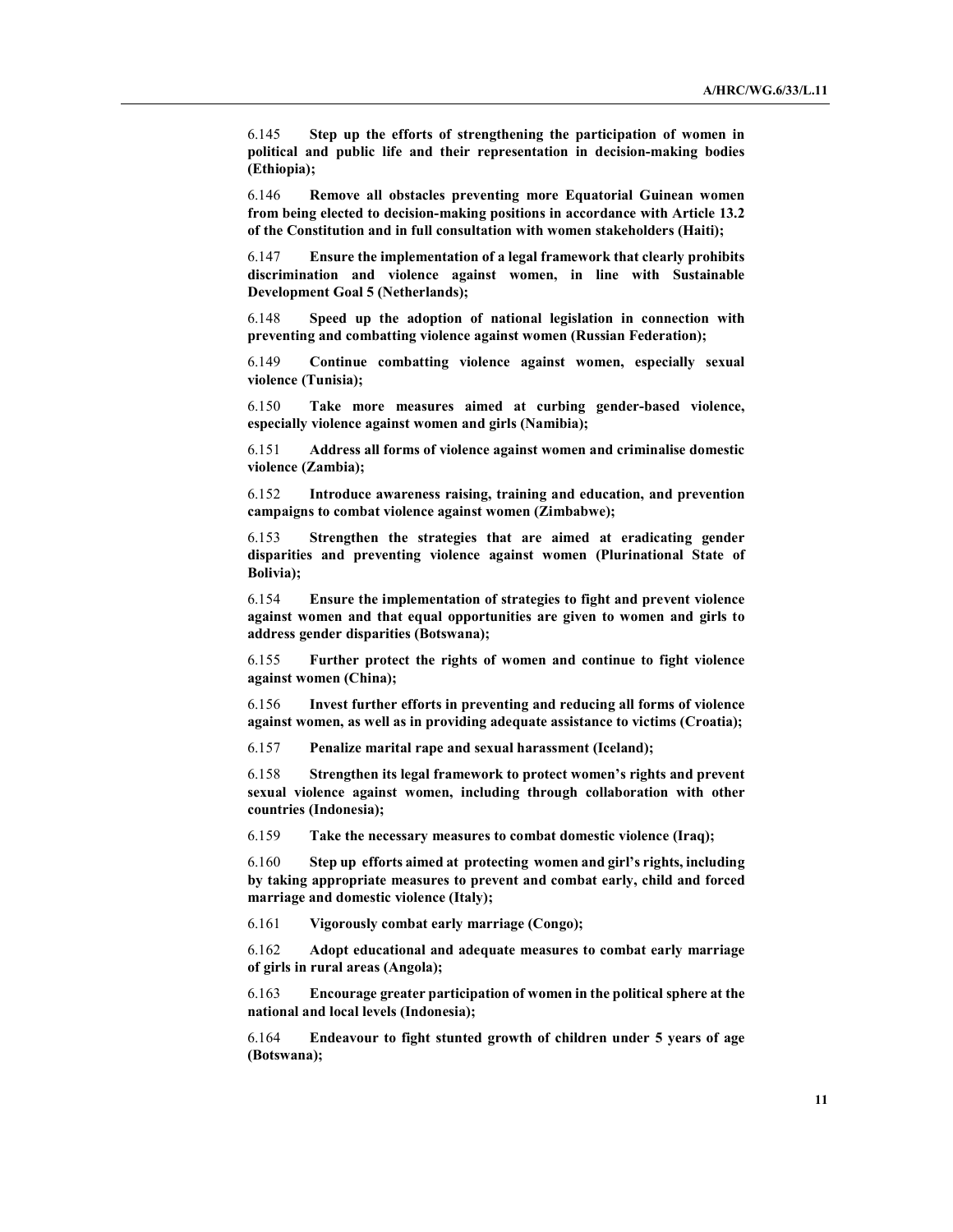6.145 **Step up the efforts of strengthening the participation of women in political and public life and their representation in decision-making bodies (Ethiopia);**

6.146 **Remove all obstacles preventing more Equatorial Guinean women from being elected to decision-making positions in accordance with Article 13.2 of the Constitution and in full consultation with women stakeholders (Haiti);**

6.147 **Ensure the implementation of a legal framework that clearly prohibits discrimination and violence against women, in line with Sustainable Development Goal 5 (Netherlands);**

6.148 **Speed up the adoption of national legislation in connection with preventing and combatting violence against women (Russian Federation);**

6.149 **Continue combatting violence against women, especially sexual violence (Tunisia);**

6.150 **Take more measures aimed at curbing gender-based violence, especially violence against women and girls (Namibia);**

6.151 **Address all forms of violence against women and criminalise domestic violence (Zambia);**

6.152 **Introduce awareness raising, training and education, and prevention campaigns to combat violence against women (Zimbabwe);**

6.153 **Strengthen the strategies that are aimed at eradicating gender disparities and preventing violence against women (Plurinational State of Bolivia);**

6.154 **Ensure the implementation of strategies to fight and prevent violence against women and that equal opportunities are given to women and girls to address gender disparities (Botswana);**

6.155 **Further protect the rights of women and continue to fight violence against women (China);**

6.156 **Invest further efforts in preventing and reducing all forms of violence against women, as well as in providing adequate assistance to victims (Croatia);**

6.157 **Penalize marital rape and sexual harassment (Iceland);**

6.158 **Strengthen its legal framework to protect women's rights and prevent sexual violence against women, including through collaboration with other countries (Indonesia);**

6.159 **Take the necessary measures to combat domestic violence (Iraq);**

6.160 **Step up efforts aimed at protecting women and girl's rights, including by taking appropriate measures to prevent and combat early, child and forced marriage and domestic violence (Italy);**

6.161 **Vigorously combat early marriage (Congo);**

6.162 **Adopt educational and adequate measures to combat early marriage of girls in rural areas (Angola);**

6.163 **Encourage greater participation of women in the political sphere at the national and local levels (Indonesia);**

6.164 **Endeavour to fight stunted growth of children under 5 years of age (Botswana);**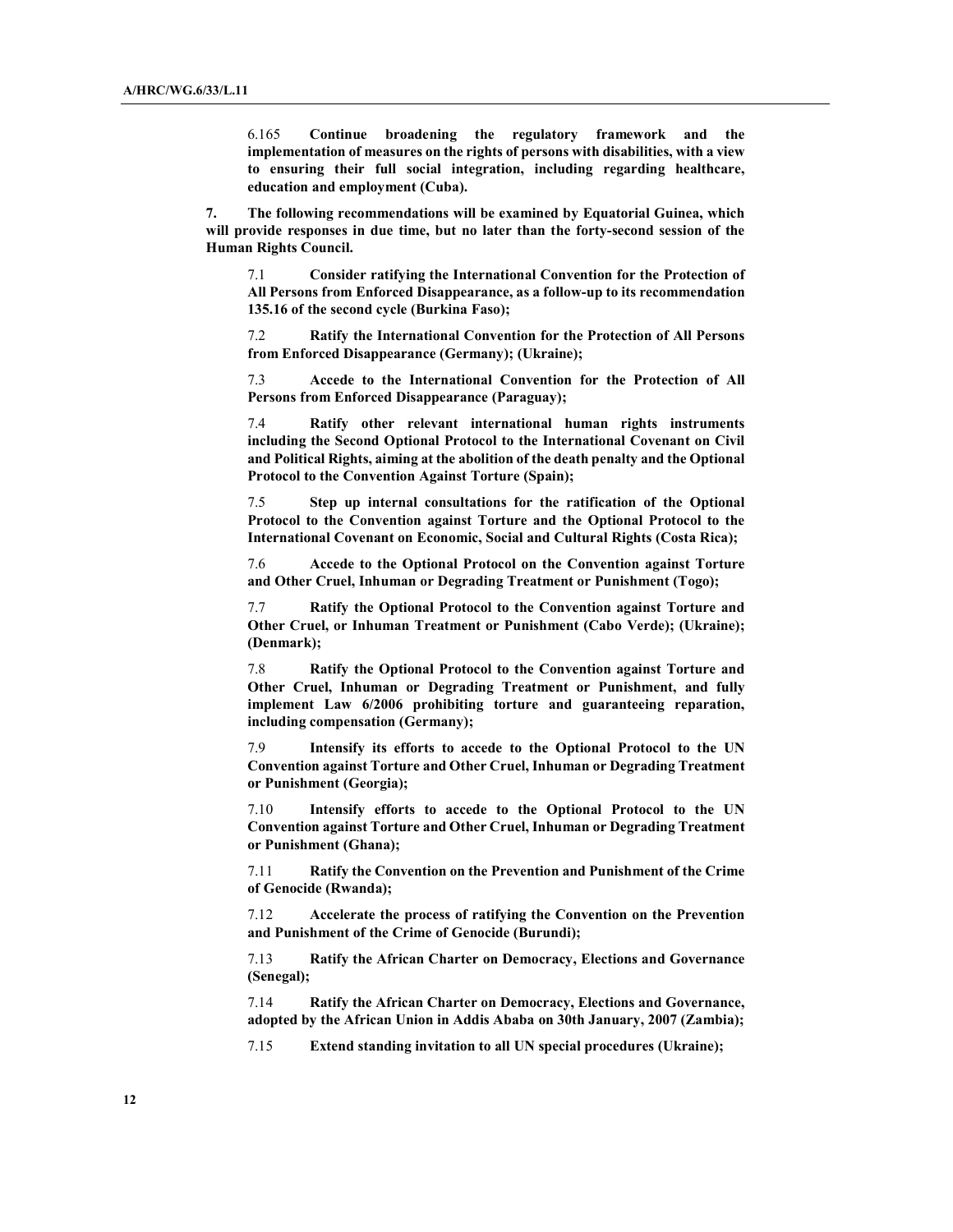6.165 **Continue broadening the regulatory framework and the implementation of measures on the rights of persons with disabilities, with a view to ensuring their full social integration, including regarding healthcare, education and employment (Cuba).**

**7. The following recommendations will be examined by Equatorial Guinea, which will provide responses in due time, but no later than the forty-second session of the Human Rights Council.**

7.1 **Consider ratifying the International Convention for the Protection of All Persons from Enforced Disappearance, as a follow-up to its recommendation 135.16 of the second cycle (Burkina Faso);**

7.2 **Ratify the International Convention for the Protection of All Persons from Enforced Disappearance (Germany); (Ukraine);**

7.3 **Accede to the International Convention for the Protection of All Persons from Enforced Disappearance (Paraguay);**

7.4 **Ratify other relevant international human rights instruments including the Second Optional Protocol to the International Covenant on Civil and Political Rights, aiming at the abolition of the death penalty and the Optional Protocol to the Convention Against Torture (Spain);**

7.5 **Step up internal consultations for the ratification of the Optional Protocol to the Convention against Torture and the Optional Protocol to the International Covenant on Economic, Social and Cultural Rights (Costa Rica);**

7.6 **Accede to the Optional Protocol on the Convention against Torture and Other Cruel, Inhuman or Degrading Treatment or Punishment (Togo);**

7.7 **Ratify the Optional Protocol to the Convention against Torture and Other Cruel, or Inhuman Treatment or Punishment (Cabo Verde); (Ukraine); (Denmark);**

7.8 **Ratify the Optional Protocol to the Convention against Torture and Other Cruel, Inhuman or Degrading Treatment or Punishment, and fully implement Law 6/2006 prohibiting torture and guaranteeing reparation, including compensation (Germany);**

7.9 **Intensify its efforts to accede to the Optional Protocol to the UN Convention against Torture and Other Cruel, Inhuman or Degrading Treatment or Punishment (Georgia);**

7.10 **Intensify efforts to accede to the Optional Protocol to the UN Convention against Torture and Other Cruel, Inhuman or Degrading Treatment or Punishment (Ghana);**

7.11 **Ratify the Convention on the Prevention and Punishment of the Crime of Genocide (Rwanda);**

7.12 **Accelerate the process of ratifying the Convention on the Prevention and Punishment of the Crime of Genocide (Burundi);**

7.13 **Ratify the African Charter on Democracy, Elections and Governance (Senegal);**

7.14 **Ratify the African Charter on Democracy, Elections and Governance, adopted by the African Union in Addis Ababa on 30th January, 2007 (Zambia);**

7.15 **Extend standing invitation to all UN special procedures (Ukraine);**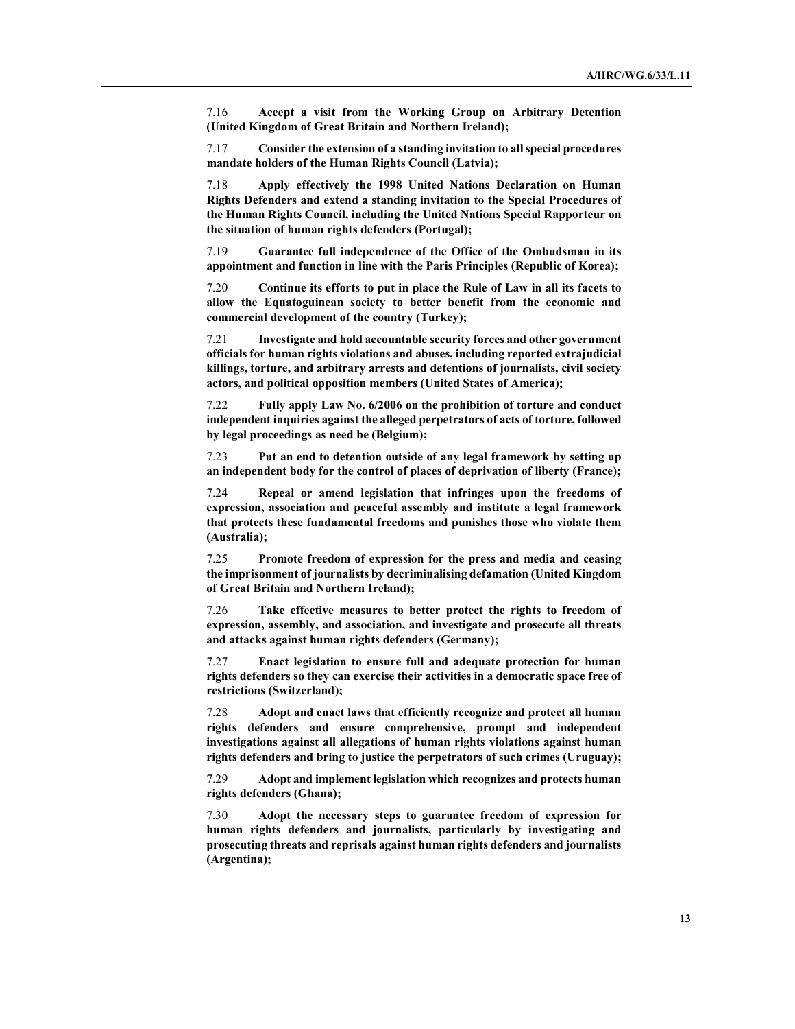7.16 **Accept a visit from the Working Group on Arbitrary Detention (United Kingdom of Great Britain and Northern Ireland);**

7.17 **Consider the extension of a standing invitation to all special procedures mandate holders of the Human Rights Council (Latvia);**

7.18 **Apply effectively the 1998 United Nations Declaration on Human Rights Defenders and extend a standing invitation to the Special Procedures of the Human Rights Council, including the United Nations Special Rapporteur on the situation of human rights defenders (Portugal);**

7.19 **Guarantee full independence of the Office of the Ombudsman in its appointment and function in line with the Paris Principles (Republic of Korea);**

7.20 **Continue its efforts to put in place the Rule of Law in all its facets to allow the Equatoguinean society to better benefit from the economic and commercial development of the country (Turkey);**

7.21 **Investigate and hold accountable security forces and other government officials for human rights violations and abuses, including reported extrajudicial killings, torture, and arbitrary arrests and detentions of journalists, civil society actors, and political opposition members (United States of America);**

7.22 **Fully apply Law No. 6/2006 on the prohibition of torture and conduct independent inquiries against the alleged perpetrators of acts of torture, followed by legal proceedings as need be (Belgium);**

7.23 **Put an end to detention outside of any legal framework by setting up an independent body for the control of places of deprivation of liberty (France);**

7.24 **Repeal or amend legislation that infringes upon the freedoms of expression, association and peaceful assembly and institute a legal framework that protects these fundamental freedoms and punishes those who violate them (Australia);**

7.25 **Promote freedom of expression for the press and media and ceasing the imprisonment of journalists by decriminalising defamation (United Kingdom of Great Britain and Northern Ireland);**

7.26 **Take effective measures to better protect the rights to freedom of expression, assembly, and association, and investigate and prosecute all threats and attacks against human rights defenders (Germany);**

7.27 **Enact legislation to ensure full and adequate protection for human rights defenders so they can exercise their activities in a democratic space free of restrictions (Switzerland);**

7.28 **Adopt and enact laws that efficiently recognize and protect all human rights defenders and ensure comprehensive, prompt and independent investigations against all allegations of human rights violations against human rights defenders and bring to justice the perpetrators of such crimes (Uruguay);**

7.29 **Adopt and implement legislation which recognizes and protects human rights defenders (Ghana);**

7.30 **Adopt the necessary steps to guarantee freedom of expression for human rights defenders and journalists, particularly by investigating and prosecuting threats and reprisals against human rights defenders and journalists (Argentina);**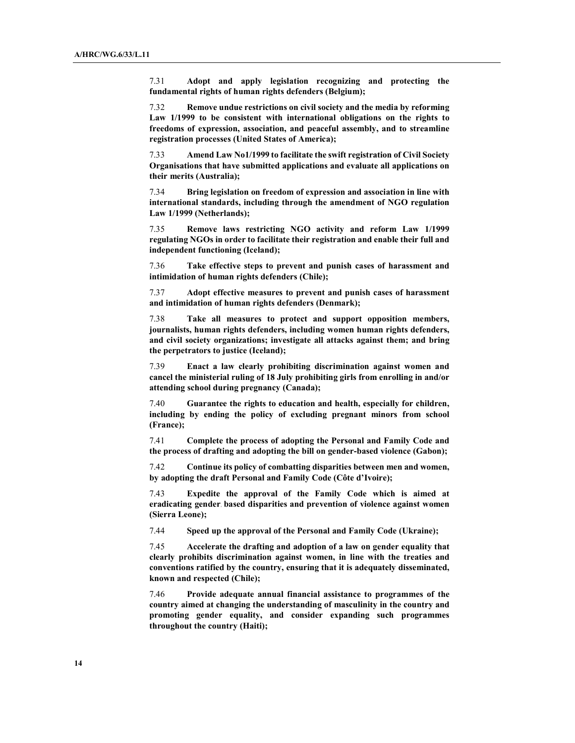7.31 **Adopt and apply legislation recognizing and protecting the fundamental rights of human rights defenders (Belgium);**

7.32 **Remove undue restrictions on civil society and the media by reforming Law 1/1999 to be consistent with international obligations on the rights to freedoms of expression, association, and peaceful assembly, and to streamline registration processes (United States of America);**

7.33 **Amend Law No1/1999 to facilitate the swift registration of Civil Society Organisations that have submitted applications and evaluate all applications on their merits (Australia);**

7.34 **Bring legislation on freedom of expression and association in line with international standards, including through the amendment of NGO regulation Law 1/1999 (Netherlands);**

7.35 **Remove laws restricting NGO activity and reform Law 1/1999 regulating NGOs in order to facilitate their registration and enable their full and independent functioning (Iceland);**

7.36 **Take effective steps to prevent and punish cases of harassment and intimidation of human rights defenders (Chile);**

7.37 **Adopt effective measures to prevent and punish cases of harassment and intimidation of human rights defenders (Denmark);**

7.38 **Take all measures to protect and support opposition members, journalists, human rights defenders, including women human rights defenders, and civil society organizations; investigate all attacks against them; and bring the perpetrators to justice (Iceland);**

7.39 **Enact a law clearly prohibiting discrimination against women and cancel the ministerial ruling of 18 July prohibiting girls from enrolling in and/or attending school during pregnancy (Canada);**

7.40 **Guarantee the rights to education and health, especially for children, including by ending the policy of excluding pregnant minors from school (France);**

7.41 **Complete the process of adopting the Personal and Family Code and the process of drafting and adopting the bill on gender-based violence (Gabon);**

7.42 **Continue its policy of combatting disparities between men and women, by adopting the draft Personal and Family Code (Côte d'Ivoire);**

7.43 **Expedite the approval of the Family Code which is aimed at eradicating gender based disparities and prevention of violence against women (Sierra Leone);**

7.44 **Speed up the approval of the Personal and Family Code (Ukraine);**

7.45 **Accelerate the drafting and adoption of a law on gender equality that clearly prohibits discrimination against women, in line with the treaties and conventions ratified by the country, ensuring that it is adequately disseminated, known and respected (Chile);**

7.46 **Provide adequate annual financial assistance to programmes of the country aimed at changing the understanding of masculinity in the country and promoting gender equality, and consider expanding such programmes throughout the country (Haiti);**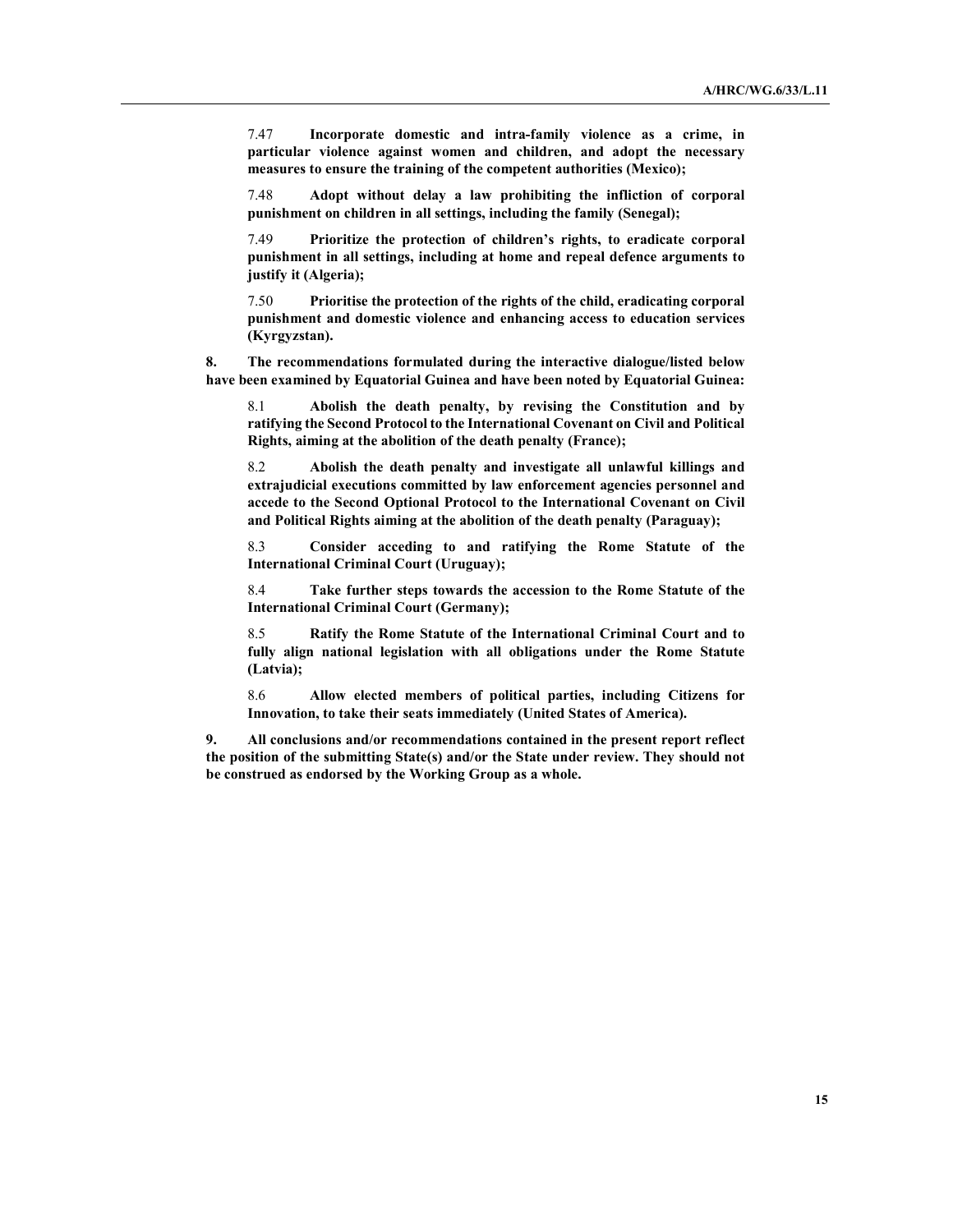7.47 **Incorporate domestic and intra-family violence as a crime, in particular violence against women and children, and adopt the necessary measures to ensure the training of the competent authorities (Mexico);**

7.48 **Adopt without delay a law prohibiting the infliction of corporal punishment on children in all settings, including the family (Senegal);**

7.49 **Prioritize the protection of children's rights, to eradicate corporal punishment in all settings, including at home and repeal defence arguments to justify it (Algeria);**

7.50 **Prioritise the protection of the rights of the child, eradicating corporal punishment and domestic violence and enhancing access to education services (Kyrgyzstan).**

**8. The recommendations formulated during the interactive dialogue/listed below have been examined by Equatorial Guinea and have been noted by Equatorial Guinea:**

8.1 **Abolish the death penalty, by revising the Constitution and by ratifying the Second Protocol to the International Covenant on Civil and Political Rights, aiming at the abolition of the death penalty (France);**

8.2 **Abolish the death penalty and investigate all unlawful killings and extrajudicial executions committed by law enforcement agencies personnel and accede to the Second Optional Protocol to the International Covenant on Civil and Political Rights aiming at the abolition of the death penalty (Paraguay);**

8.3 **Consider acceding to and ratifying the Rome Statute of the International Criminal Court (Uruguay);**

8.4 **Take further steps towards the accession to the Rome Statute of the International Criminal Court (Germany);**

8.5 **Ratify the Rome Statute of the International Criminal Court and to fully align national legislation with all obligations under the Rome Statute (Latvia);**

8.6 **Allow elected members of political parties, including Citizens for Innovation, to take their seats immediately (United States of America).**

**9. All conclusions and/or recommendations contained in the present report reflect the position of the submitting State(s) and/or the State under review. They should not be construed as endorsed by the Working Group as a whole.**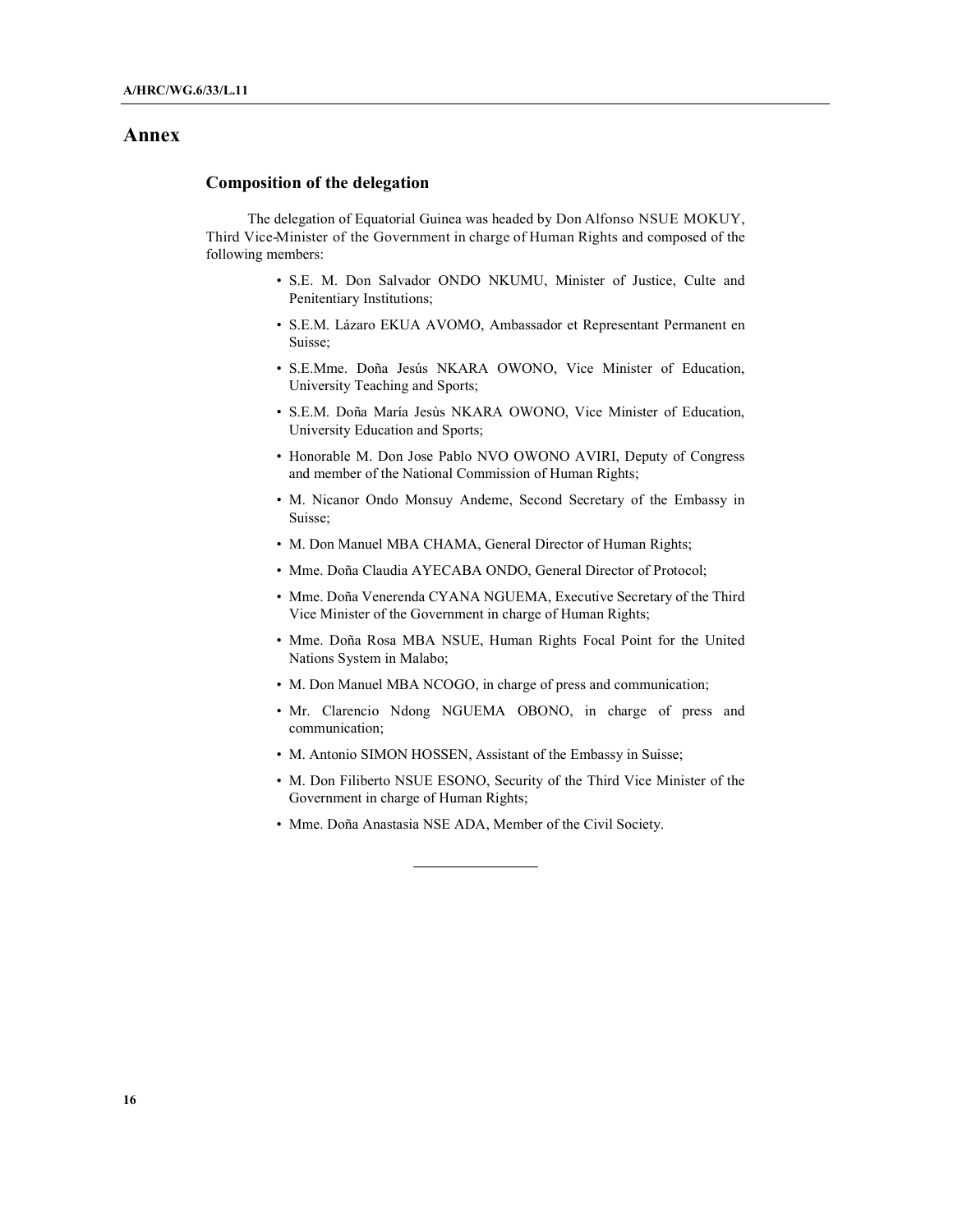# Annex

## Composition of the delegation

The delegation of Equatorial Guinea was headed by Don Alfonso NSUE MOKUY, Third Vice-Minister of the Government in charge of Human Rights and composed of the following members:

- S.E. M. Don Salvador ONDO NKUMU, Minister of Justice, Culte and Penitentiary Institutions;
- S.E.M. Lázaro EKUA AVOMO, Ambassador et Representant Permanent en Suisse;
- S.E.Mme. Doña Jesús NKARA OWONO, Vice Minister of Education, University Teaching and Sports;
- S.E.M. Doña María Jesùs NKARA OWONO, Vice Minister of Education, University Education and Sports;
- Honorable M. Don Jose Pablo NVO OWONO AVIRI, Deputy of Congress and member of the National Commission of Human Rights;
- M. Nicanor Ondo Monsuy Andeme, Second Secretary of the Embassy in Suisse;
- M. Don Manuel MBA CHAMA, General Director of Human Rights;
- Mme. Doña Claudia AYECABA ONDO, General Director of Protocol;
- Mme. Doña Venerenda CYANA NGUEMA, Executive Secretary of the Third Vice Minister of the Government in charge of Human Rights;
- Mme. Doña Rosa MBA NSUE, Human Rights Focal Point for the United Nations System in Malabo;
- M. Don Manuel MBA NCOGO, in charge of press and communication;
- Mr. Clarencio Ndong NGUEMA OBONO, in charge of press and communication;
- M. Antonio SIMON HOSSEN, Assistant of the Embassy in Suisse;
- M. Don Filiberto NSUE ESONO, Security of the Third Vice Minister of the Government in charge of Human Rights;
- Mme. Doña Anastasia NSE ADA, Member of the Civil Society.